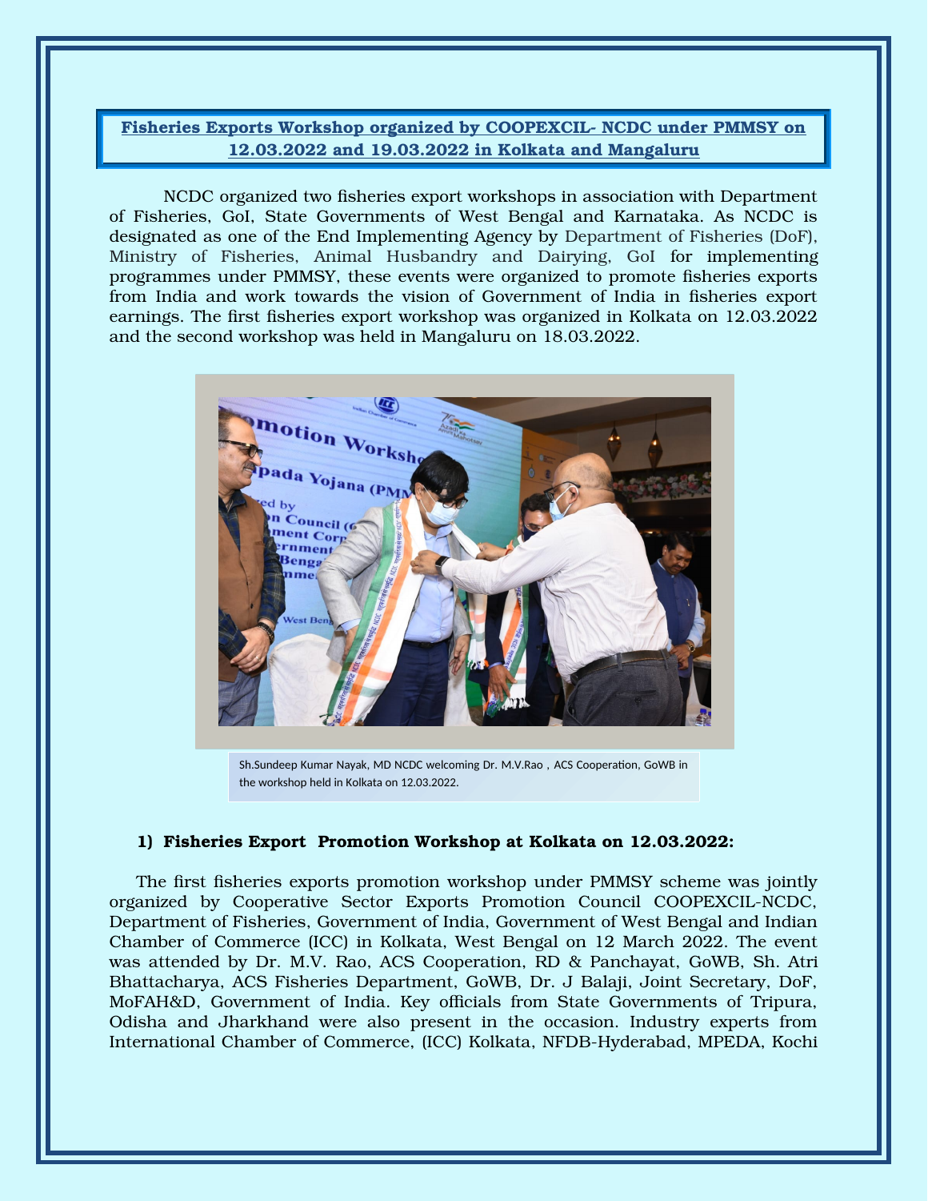## Fisheries Exports Workshop organized by COOPEXCIL- NCDC under PMMSY on 12.03.2022 and 19.03.2022 in Kolkata and Mangaluru

NCDC organized two fisheries export workshops in association with Department of Fisheries, GoI, State Governments of West Bengal and Karnataka. As NCDC is designated as one of the End Implementing Agency by Department of Fisheries (DoF), Ministry of Fisheries, Animal Husbandry and Dairying, GoI for implementing programmes under PMMSY, these events were organized to promote fisheries exports from India and work towards the vision of Government of India in fisheries export earnings. The first fisheries export workshop was organized in Kolkata on 12.03.2022 and the second workshop was held in Mangaluru on 18.03.2022.

Sh.Sundeep Kumar Nayak, MD NCDC welcoming Dr. M.V.Rao , ACS Cooperation, GoWB in the workshop held in Kolkata on 12.03.2022.

### 1) Fisheries Export Promotion Workshop at Kolkata on 12.03.2022:

The first fisheries exports promotion workshop under PMMSY scheme was jointly organized by Cooperative Sector Exports Promotion Council COOPEXCIL-NCDC, Department of Fisheries, Government of India, Government of West Bengal and Indian Chamber of Commerce (ICC) in Kolkata, West Bengal on 12 March 2022. The event was attended by Dr. M.V. Rao, ACS Cooperation, RD & Panchayat, GoWB, Sh. Atri Bhattacharya, ACS Fisheries Department, GoWB, Dr. J Balaji, Joint Secretary, DoF, MoFAH&D, Government of India. Key officials from State Governments of Tripura, Odisha and Jharkhand were also present in the occasion. Industry experts from International Chamber of Commerce, (ICC) Kolkata, NFDB-Hyderabad, MPEDA, Kochi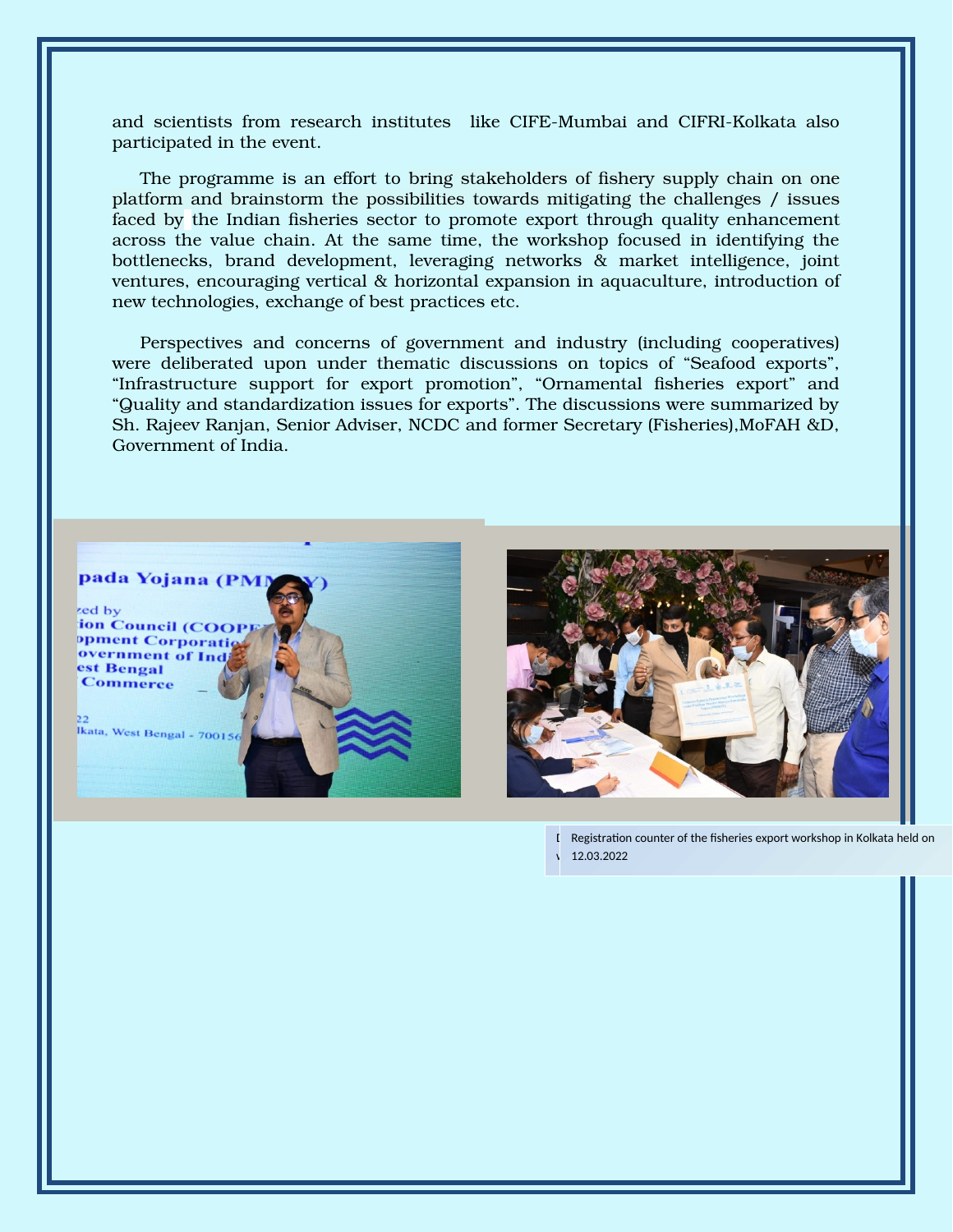and scientists from research institutes like CIFE-Mumbai and CIFRI-Kolkata also participated in the event.

The programme is an effort to bring stakeholders of fishery supply chain on one platform and brainstorm the possibilities towards mitigating the challenges / issues faced by the Indian fisheries sector to promote export through quality enhancement across the value chain. At the same time, the workshop focused in identifying the bottlenecks, brand development, leveraging networks & market intelligence, joint ventures, encouraging vertical & horizontal expansion in aquaculture, introduction of new technologies, exchange of best practices etc.

Perspectives and concerns of government and industry (including cooperatives) were deliberated upon under thematic discussions on topics of "Seafood exports", "Infrastructure support for export promotion", "Ornamental fisheries export" and "Quality and standardization issues for exports". The discussions were summarized by Sh. Rajeev Ranjan, Senior Adviser, NCDC and former Secretary (Fisheries),MoFAH &D, Government of India.

Registration counter of the fisheries export workshop in Kolkata held on 12.03.2022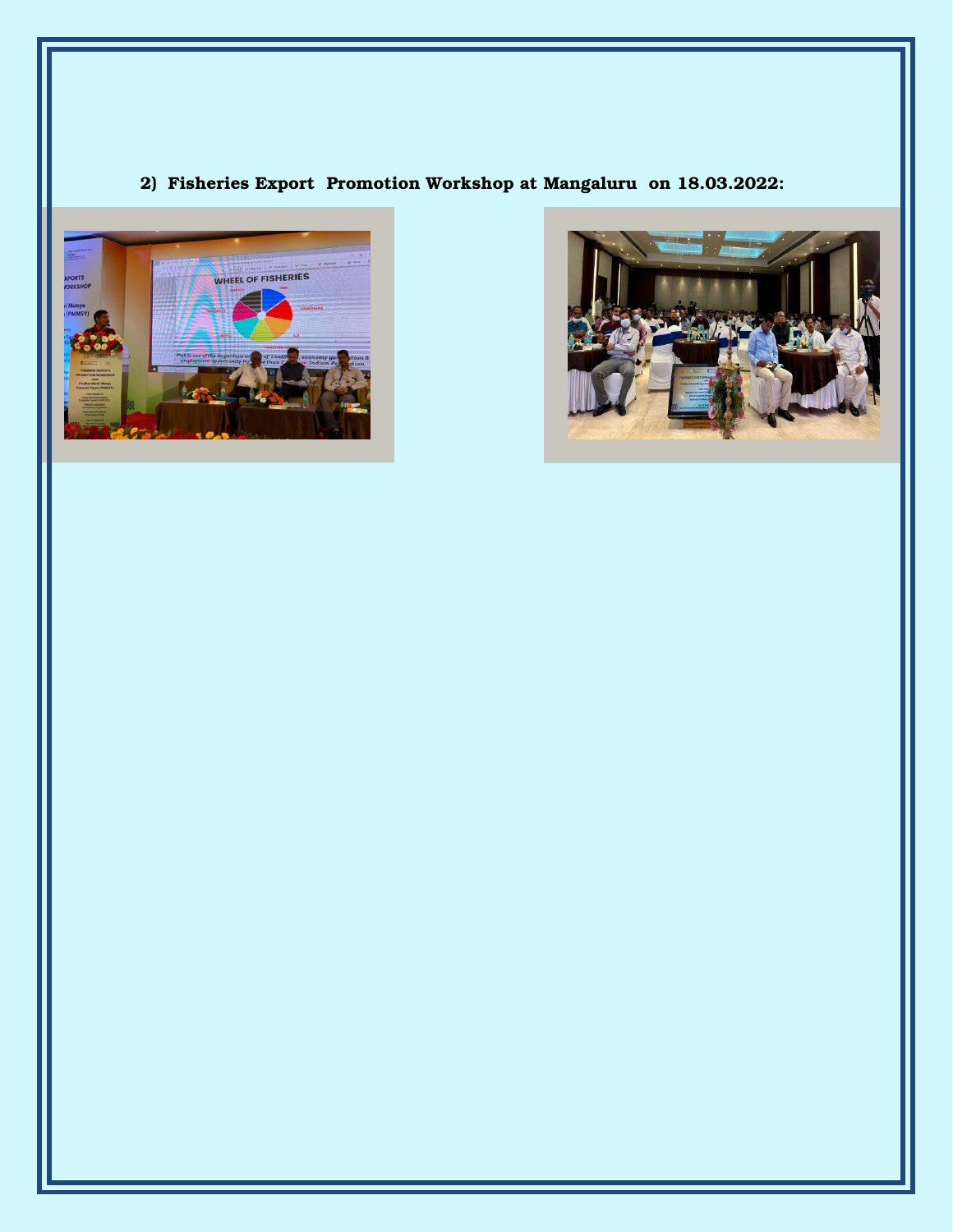**2) Fisheries Export Promotion Workshop at Mangaluru on 18.03.2022:**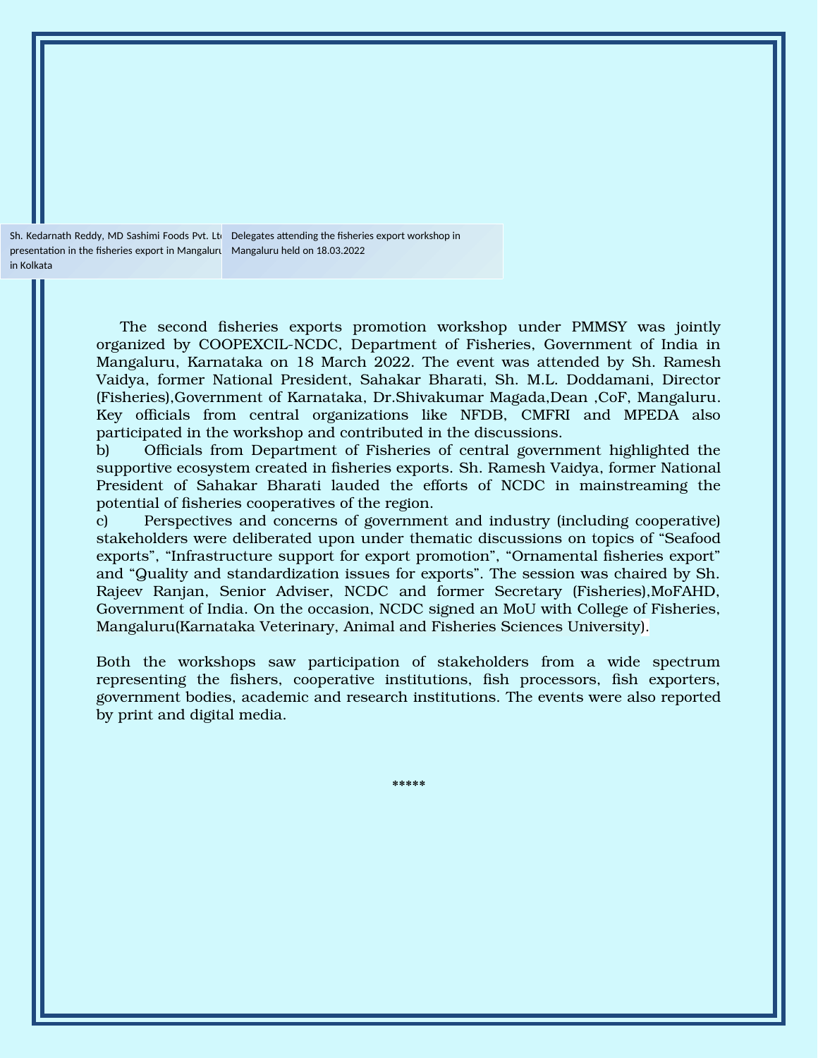Sh. Kedarnath Reddy, MD Sashimi Foods Pvt. Ltd presentation in the fisheries export in Mangaluru in Kolkata

Delegates attending the fisheries export workshop in Mangaluru held on 18.03.2022

The second fisheries exports promotion workshop under PMMSY was jointly organized by COOPEXCIL-NCDC, Department of Fisheries, Government of India in Mangaluru, Karnataka on 18 March 2022. The event was attended by Sh. Ramesh Vaidya, former National President, Sahakar Bharati, Sh. M.L. Doddamani, Director (Fisheries),Government of Karnataka, Dr.Shivakumar Magada,Dean ,CoF, Mangaluru. Key officials from central organizations like NFDB, CMFRI and MPEDA also participated in the workshop and contributed in the discussions.

b) Officials from Department of Fisheries of central government highlighted the supportive ecosystem created in fisheries exports. Sh. Ramesh Vaidya, former National President of Sahakar Bharati lauded the efforts of NCDC in mainstreaming the potential of fisheries cooperatives of the region.

c) Perspectives and concerns of government and industry (including cooperative) stakeholders were deliberated upon under thematic discussions on topics of "Seafood exports", "Infrastructure support for export promotion", "Ornamental fisheries export" and "Quality and standardization issues for exports". The session was chaired by Sh. Rajeev Ranjan, Senior Adviser, NCDC and former Secretary (Fisheries),MoFAHD, Government of India. On the occasion, NCDC signed an MoU with College of Fisheries, Mangaluru(Karnataka Veterinary, Animal and Fisheries Sciences University).

Both the workshops saw participation of stakeholders from a wide spectrum representing the fishers, cooperative institutions, fish processors, fish exporters, government bodies, academic and research institutions. The events were also reported by print and digital media.

*****